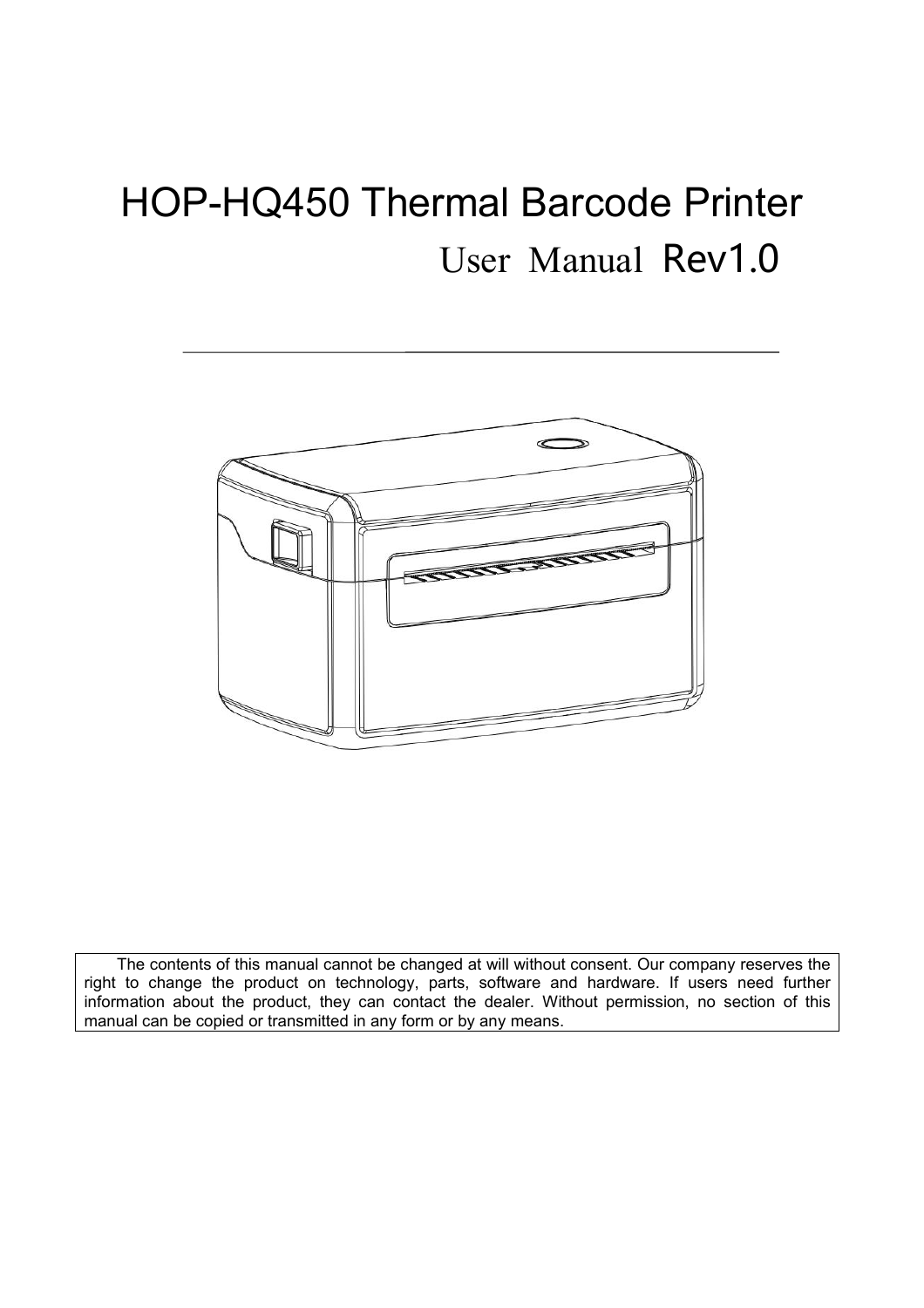# HOP-HQ450 Thermal Barcode Printer

## User Manual Rev1.0

The contents of this manual cannot be changed at will without consent. Our company reserves the right to change the product on technology, parts, software and hardware. If users need further information about the product, they can contact the dealer. Without permission, no section of this manual can be copied or transmitted in any form or by any means.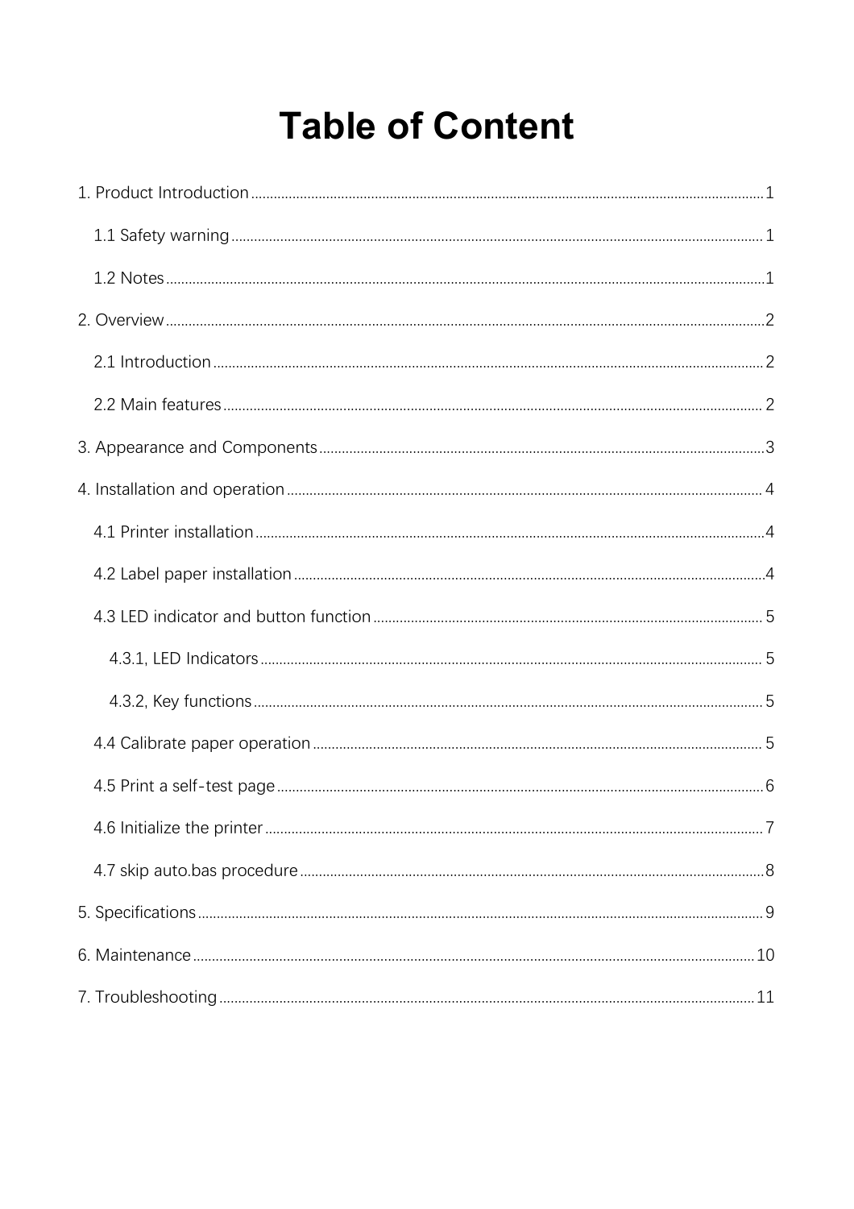# Table of Content

1. Product Introduction ........................................ 1
   - 1.1 Safety warning ........................................ 1
   - 1.2 Notes ........................................ 1
2. Overview ........................................ 2
   - 2.1 Introduction ........................................ 2
   - 2.2 Main features ........................................ 2
3. Appearance and Components ........................................ 3
4. Installation and operation ........................................ 4
   - 4.1 Printer installation ........................................ 4
   - 4.2 Label paper installation ........................................ 4
   - 4.3 LED indicator and button function ........................................ 5
     - 4.3.1, LED Indicators ........................................ 5
     - 4.3.2, Key functions ........................................ 5
   - 4.4 Calibrate paper operation ........................................ 5
   - 4.5 Print a self-test page ........................................ 6
   - 4.6 Initialize the printer ........................................ 7
   - 4.7 skip auto.bas procedure ........................................ 8
5. Specifications ........................................ 9
6. Maintenance ........................................ 10
7. Troubleshooting ........................................ 11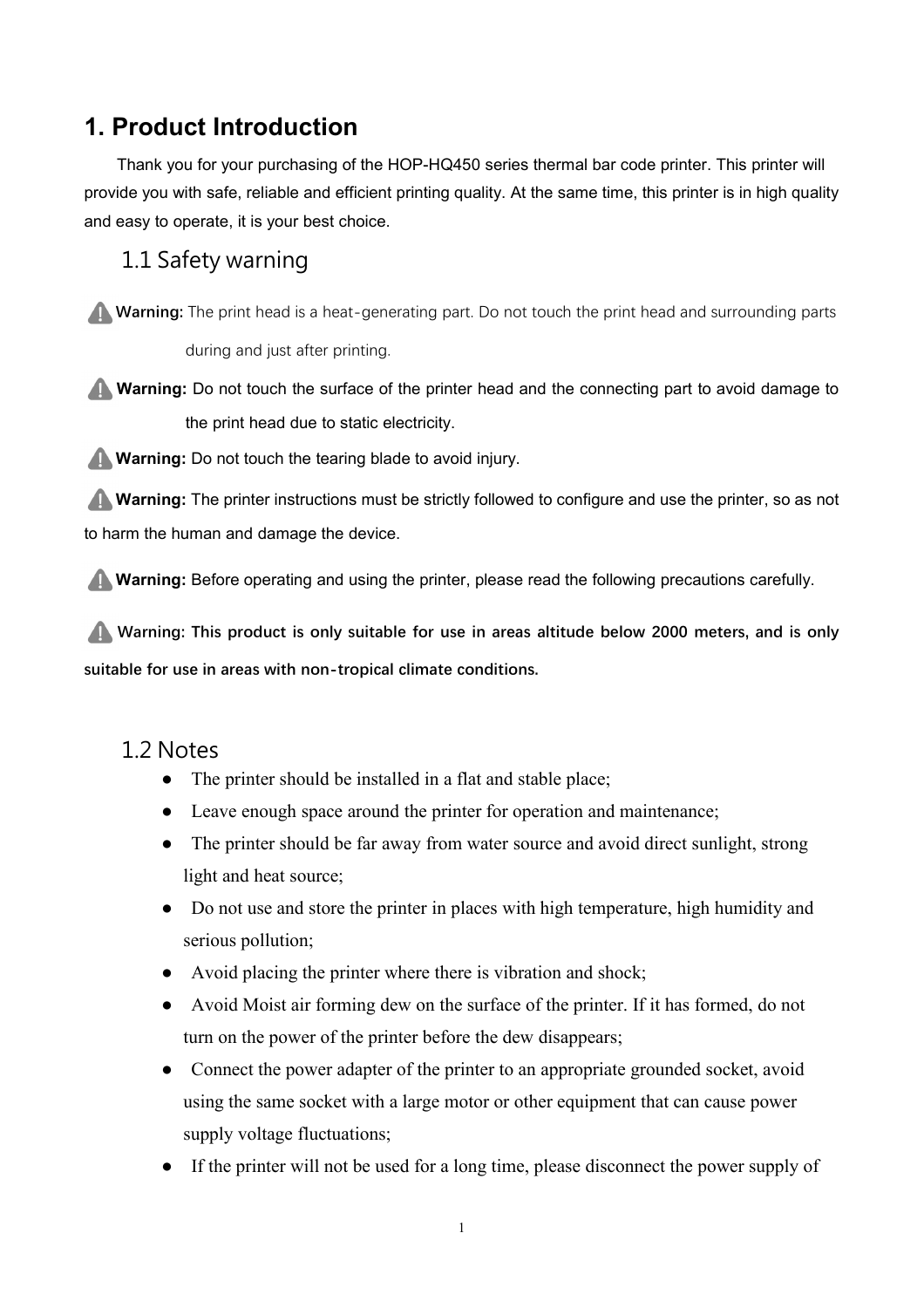# 1. Product Introduction

Thank you for your purchasing of the HOP-HQ450 series thermal bar code printer. This printer will provide you with safe, reliable and efficient printing quality. At the same time, this printer is in high quality and easy to operate, it is your best choice.

## 1.1 Safety warning

⚠ **Warning:** The print head is a heat-generating part. Do not touch the print head and surrounding parts during and just after printing.

⚠ **Warning:** Do not touch the surface of the printer head and the connecting part to avoid damage to the print head due to static electricity.

⚠ **Warning:** Do not touch the tearing blade to avoid injury.

⚠ **Warning:** The printer instructions must be strictly followed to configure and use the printer, so as not to harm the human and damage the device.

⚠ **Warning:** Before operating and using the printer, please read the following precautions carefully.

⚠ **Warning: This product is only suitable for use in areas altitude below 2000 meters, and is only suitable for use in areas with non-tropical climate conditions.**

## 1.2 Notes

- The printer should be installed in a flat and stable place;
- Leave enough space around the printer for operation and maintenance;
- The printer should be far away from water source and avoid direct sunlight, strong light and heat source;
- Do not use and store the printer in places with high temperature, high humidity and serious pollution;
- Avoid placing the printer where there is vibration and shock;
- Avoid Moist air forming dew on the surface of the printer. If it has formed, do not turn on the power of the printer before the dew disappears;
- Connect the power adapter of the printer to an appropriate grounded socket, avoid using the same socket with a large motor or other equipment that can cause power supply voltage fluctuations;
- If the printer will not be used for a long time, please disconnect the power supply of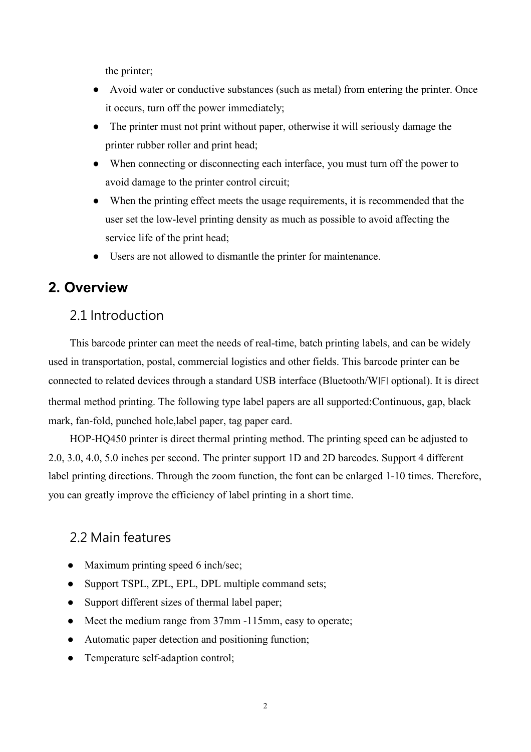the printer;

- Avoid water or conductive substances (such as metal) from entering the printer. Once it occurs, turn off the power immediately;
- The printer must not print without paper, otherwise it will seriously damage the printer rubber roller and print head;
- When connecting or disconnecting each interface, you must turn off the power to avoid damage to the printer control circuit;
- When the printing effect meets the usage requirements, it is recommended that the user set the low-level printing density as much as possible to avoid affecting the service life of the print head;
- Users are not allowed to dismantle the printer for maintenance.

# 2. Overview

## 2.1 Introduction

This barcode printer can meet the needs of real-time, batch printing labels, and can be widely used in transportation, postal, commercial logistics and other fields. This barcode printer can be connected to related devices through a standard USB interface (Bluetooth/WIFI optional). It is direct thermal method printing. The following type label papers are all supported:Continuous, gap, black mark, fan-fold, punched hole,label paper, tag paper card.

HOP-HQ450 printer is direct thermal printing method. The printing speed can be adjusted to 2.0, 3.0, 4.0, 5.0 inches per second. The printer support 1D and 2D barcodes. Support 4 different label printing directions. Through the zoom function, the font can be enlarged 1-10 times. Therefore, you can greatly improve the efficiency of label printing in a short time.

## 2.2 Main features

- Maximum printing speed 6 inch/sec;
- Support TSPL, ZPL, EPL, DPL multiple command sets;
- Support different sizes of thermal label paper;
- Meet the medium range from 37mm -115mm, easy to operate;
- Automatic paper detection and positioning function;
- Temperature self-adaption control;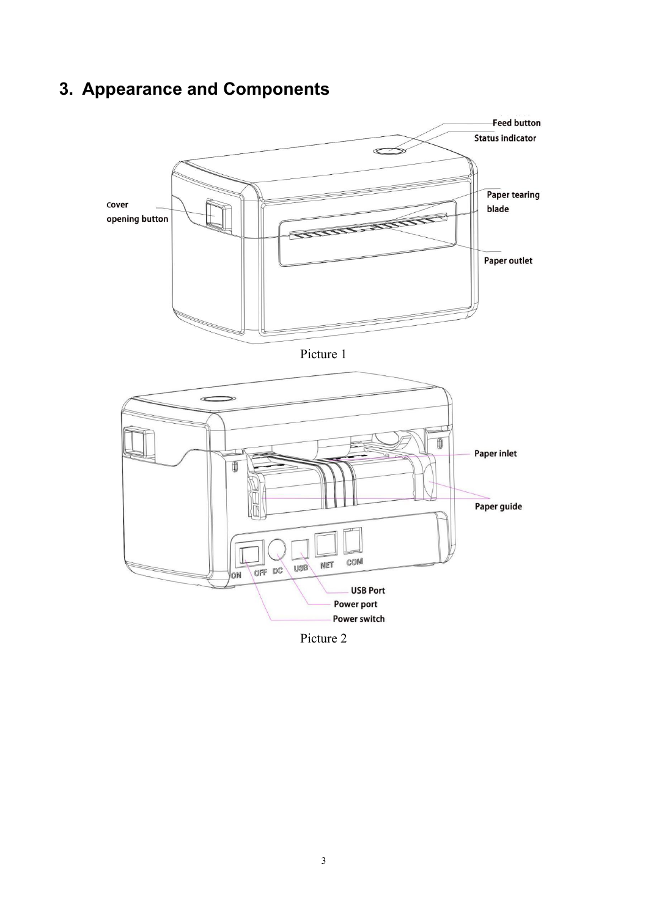# 3. Appearance and Components

Feed button

Status indicator

Cover opening button

Paper tearing blade

Paper outlet

Picture 1

Paper inlet

Paper guide

ON OFF DC USB NET COM

USB Port

Power port

Power switch

Picture 2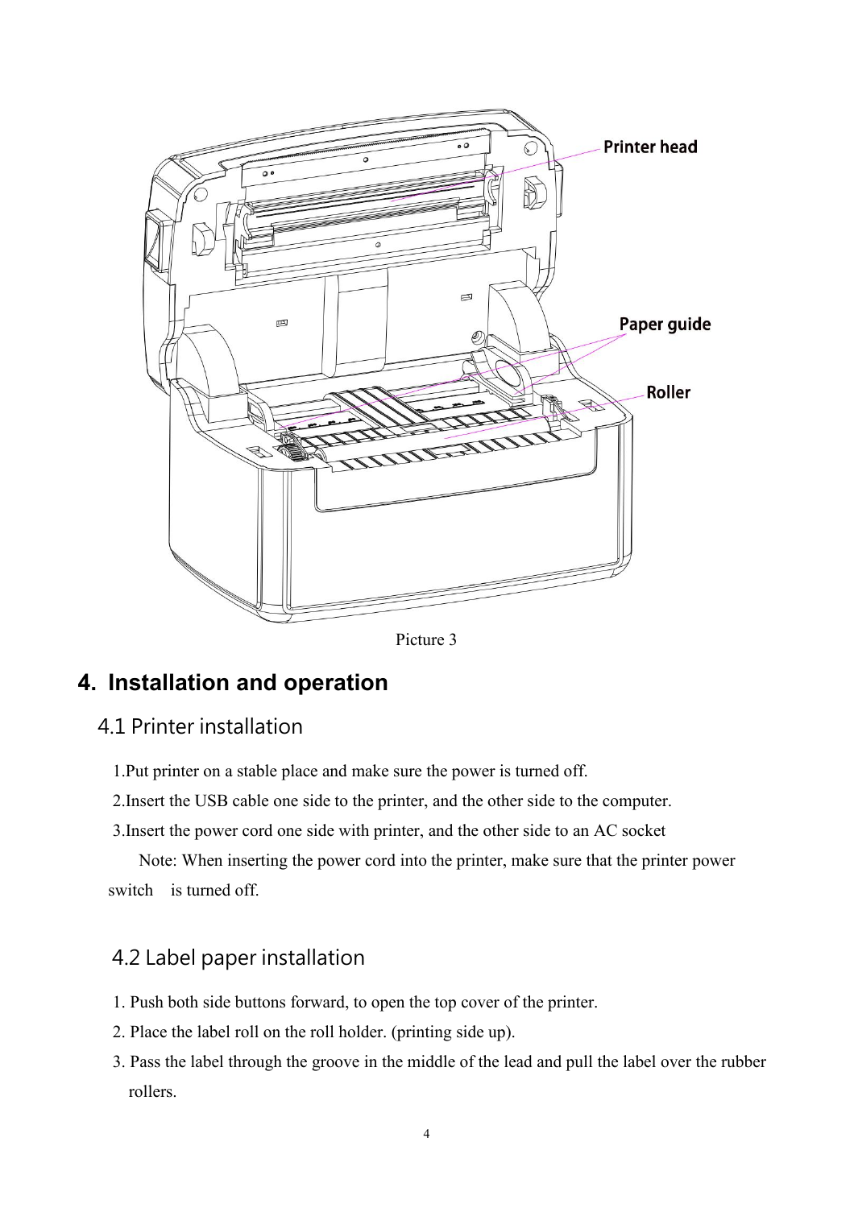Picture 3

# 4. Installation and operation

## 4.1 Printer installation

1.Put printer on a stable place and make sure the power is turned off.

2.Insert the USB cable one side to the printer, and the other side to the computer.

3.Insert the power cord one side with printer, and the other side to an AC socket

Note: When inserting the power cord into the printer, make sure that the printer power switch is turned off.

## 4.2 Label paper installation

1. Push both side buttons forward, to open the top cover of the printer.
2. Place the label roll on the roll holder. (printing side up).
3. Pass the label through the groove in the middle of the lead and pull the label over the rubber rollers.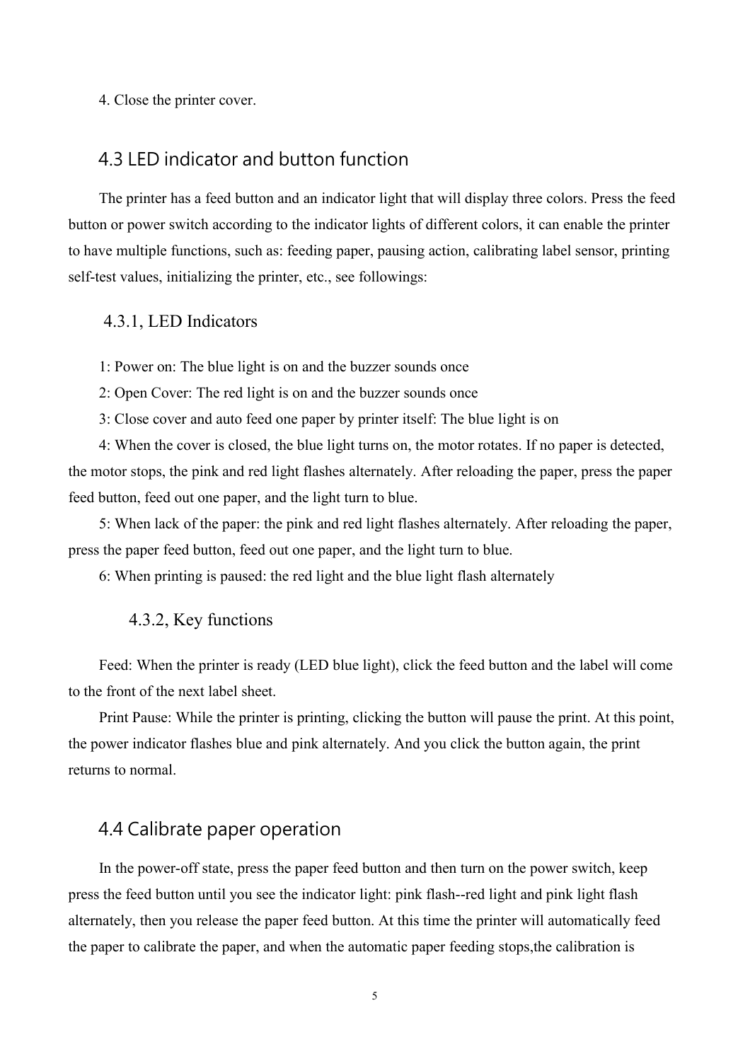4. Close the printer cover.

## 4.3 LED indicator and button function

The printer has a feed button and an indicator light that will display three colors. Press the feed button or power switch according to the indicator lights of different colors, it can enable the printer to have multiple functions, such as: feeding paper, pausing action, calibrating label sensor, printing self-test values, initializing the printer, etc., see followings:

### 4.3.1, LED Indicators

1: Power on: The blue light is on and the buzzer sounds once

2: Open Cover: The red light is on and the buzzer sounds once

3: Close cover and auto feed one paper by printer itself: The blue light is on

4: When the cover is closed, the blue light turns on, the motor rotates. If no paper is detected, the motor stops, the pink and red light flashes alternately. After reloading the paper, press the paper feed button, feed out one paper, and the light turn to blue.

5: When lack of the paper: the pink and red light flashes alternately. After reloading the paper, press the paper feed button, feed out one paper, and the light turn to blue.

6: When printing is paused: the red light and the blue light flash alternately

### 4.3.2, Key functions

Feed: When the printer is ready (LED blue light), click the feed button and the label will come to the front of the next label sheet.

Print Pause: While the printer is printing, clicking the button will pause the print. At this point, the power indicator flashes blue and pink alternately. And you click the button again, the print returns to normal.

## 4.4 Calibrate paper operation

In the power-off state, press the paper feed button and then turn on the power switch, keep press the feed button until you see the indicator light: pink flash--red light and pink light flash alternately, then you release the paper feed button. At this time the printer will automatically feed the paper to calibrate the paper, and when the automatic paper feeding stops,the calibration is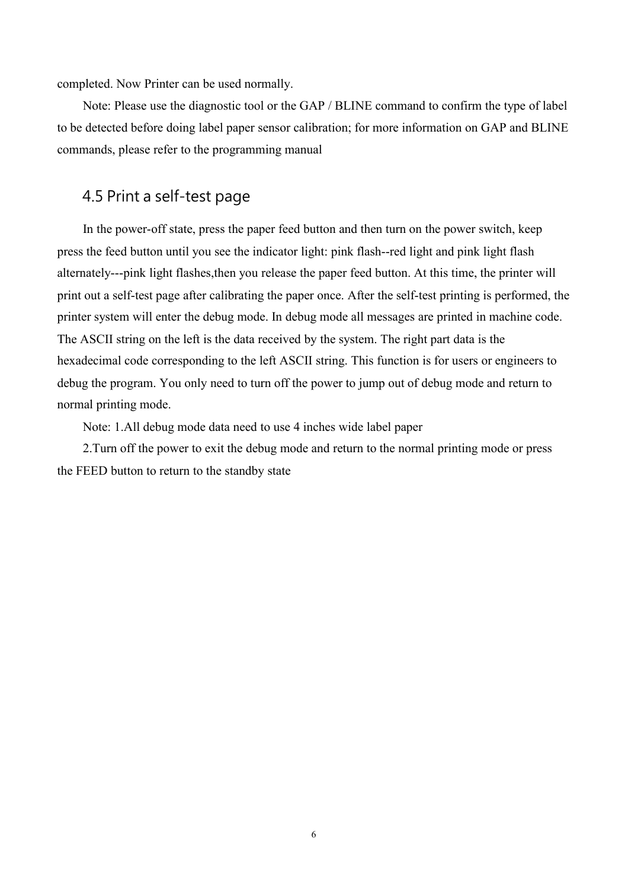completed. Now Printer can be used normally.

Note: Please use the diagnostic tool or the GAP / BLINE command to confirm the type of label to be detected before doing label paper sensor calibration; for more information on GAP and BLINE commands, please refer to the programming manual

## 4.5 Print a self-test page

In the power-off state, press the paper feed button and then turn on the power switch, keep press the feed button until you see the indicator light: pink flash--red light and pink light flash alternately---pink light flashes,then you release the paper feed button. At this time, the printer will print out a self-test page after calibrating the paper once. After the self-test printing is performed, the printer system will enter the debug mode. In debug mode all messages are printed in machine code. The ASCII string on the left is the data received by the system. The right part data is the hexadecimal code corresponding to the left ASCII string. This function is for users or engineers to debug the program. You only need to turn off the power to jump out of debug mode and return to normal printing mode.

Note: 1.All debug mode data need to use 4 inches wide label paper

2.Turn off the power to exit the debug mode and return to the normal printing mode or press the FEED button to return to the standby state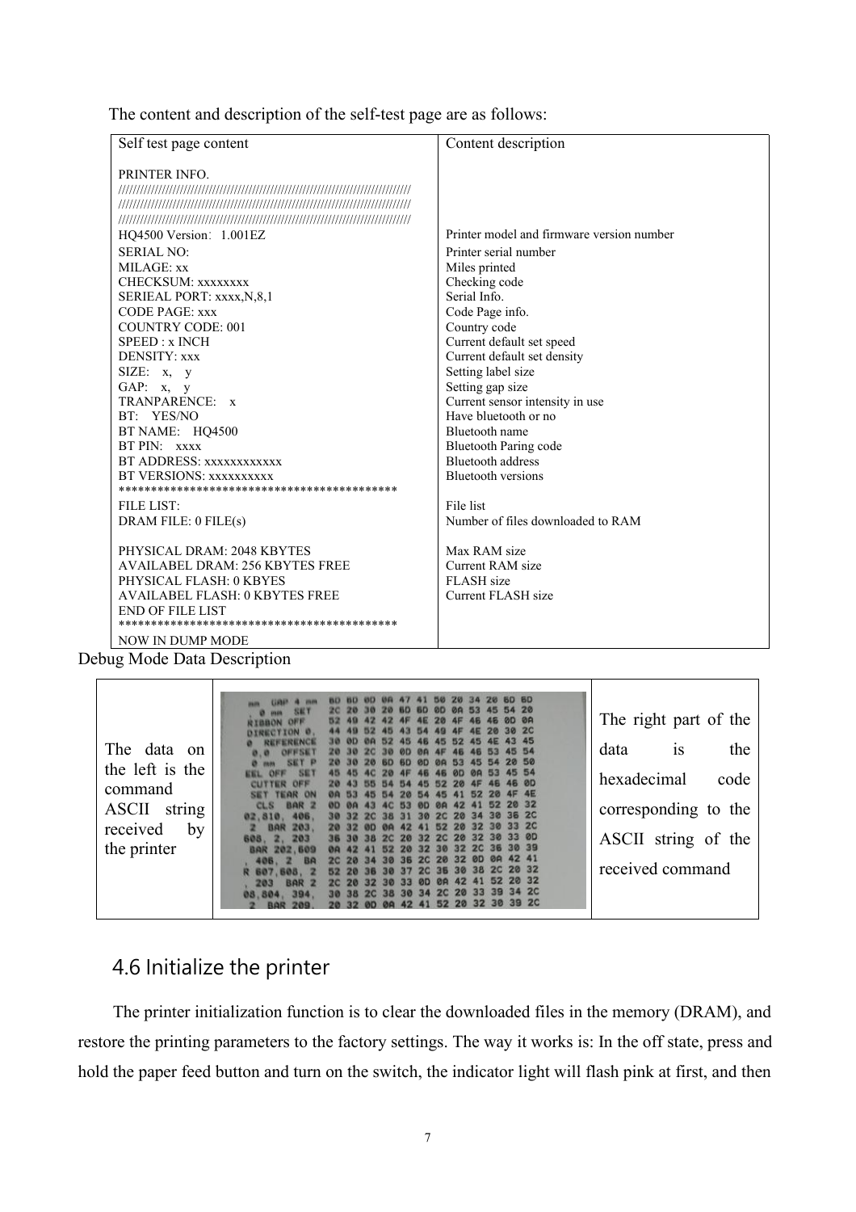The content and description of the self-test page are as follows:

| Self test page content | Content description |
|---|---|
| PRINTER INFO. | |
| //////////////////////////////////////////////////////////////////////////////// | |
| //////////////////////////////////////////////////////////////////////////////// | |
| //////////////////////////////////////////////////////////////////////////////// | |
| HQ4500 Version：1.001EZ | Printer model and firmware version number |
| SERIAL NO: | Printer serial number |
| MILAGE: xx | Miles printed |
| CHECKSUM: xxxxxxxx | Checking code |
| SERIEAL PORT: xxxx,N,8,1 | Serial Info. |
| CODE PAGE: xxx | Code Page info. |
| COUNTRY CODE: 001 | Country code |
| SPEED : x INCH | Current default set speed |
| DENSITY: xxx | Current default set density |
| SIZE: x, y | Setting label size |
| GAP: x, y | Setting gap size |
| TRANPARENCE: x | Current sensor intensity in use |
| BT: YES/NO | Have bluetooth or no |
| BT NAME: HQ4500 | Bluetooth name |
| BT PIN: xxxx | Bluetooth Paring code |
| BT ADDRESS: xxxxxxxxxxxx | Bluetooth address |
| BT VERSIONS: xxxxxxxxxx | Bluetooth versions |
| ******************************************** | |
| FILE LIST: | File list |
| DRAM FILE: 0 FILE(s) | Number of files downloaded to RAM |
| PHYSICAL DRAM: 2048 KBYTES | Max RAM size |
| AVAILABEL DRAM: 256 KBYTES FREE | Current RAM size |
| PHYSICAL FLASH: 0 KBYES | FLASH size |
| AVAILABEL FLASH: 0 KBYTES FREE | Current FLASH size |
| END OF FILE LIST | |
| ******************************************** | |
| NOW IN DUMP MODE | |

Debug Mode Data Description

| The data on the left is the command ASCII string received by the printer | | The right part of the data is the hexadecimal code corresponding to the ASCII string of the received command |
|---|---|---|

## 4.6 Initialize the printer

The printer initialization function is to clear the downloaded files in the memory (DRAM), and restore the printing parameters to the factory settings. The way it works is: In the off state, press and hold the paper feed button and turn on the switch, the indicator light will flash pink at first, and then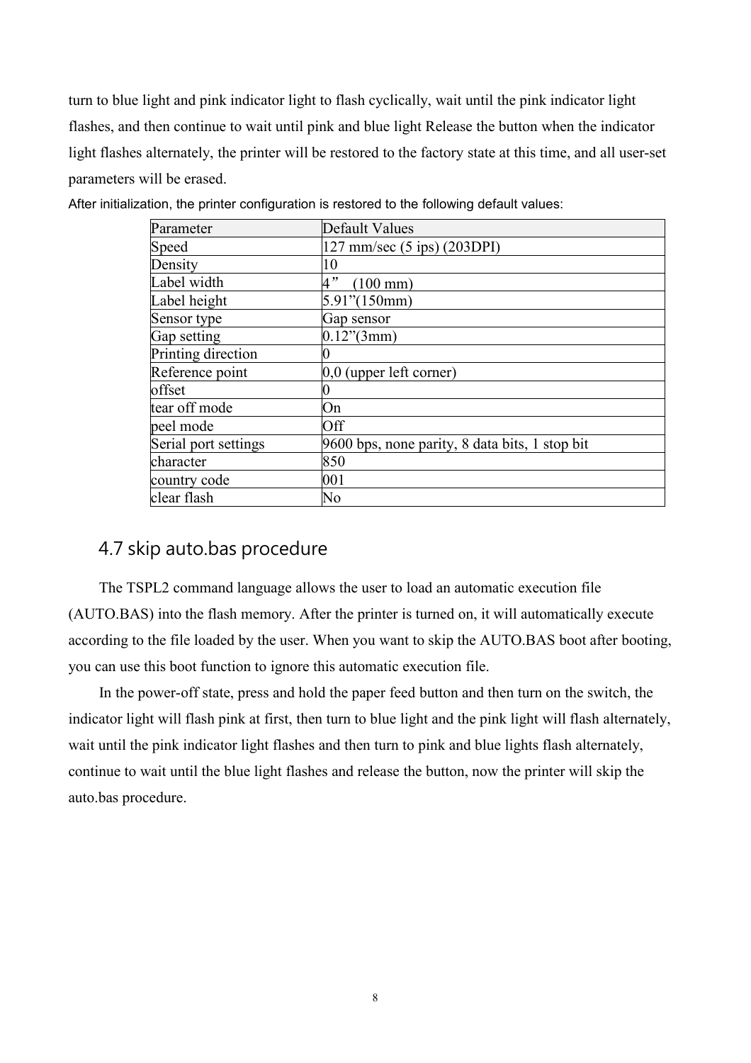turn to blue light and pink indicator light to flash cyclically, wait until the pink indicator light flashes, and then continue to wait until pink and blue light Release the button when the indicator light flashes alternately, the printer will be restored to the factory state at this time, and all user-set parameters will be erased.

After initialization, the printer configuration is restored to the following default values:

| Parameter | Default Values |
|---|---|
| Speed | 127 mm/sec (5 ips) (203DPI) |
| Density | 10 |
| Label width | 4” (100 mm) |
| Label height | 5.91”(150mm) |
| Sensor type | Gap sensor |
| Gap setting | 0.12”(3mm) |
| Printing direction | 0 |
| Reference point | 0,0 (upper left corner) |
| offset | 0 |
| tear off mode | On |
| peel mode | Off |
| Serial port settings | 9600 bps, none parity, 8 data bits, 1 stop bit |
| character | 850 |
| country code | 001 |
| clear flash | No |

## 4.7 skip auto.bas procedure

The TSPL2 command language allows the user to load an automatic execution file (AUTO.BAS) into the flash memory. After the printer is turned on, it will automatically execute according to the file loaded by the user. When you want to skip the AUTO.BAS boot after booting, you can use this boot function to ignore this automatic execution file.

In the power-off state, press and hold the paper feed button and then turn on the switch, the indicator light will flash pink at first, then turn to blue light and the pink light will flash alternately, wait until the pink indicator light flashes and then turn to pink and blue lights flash alternately, continue to wait until the blue light flashes and release the button, now the printer will skip the auto.bas procedure.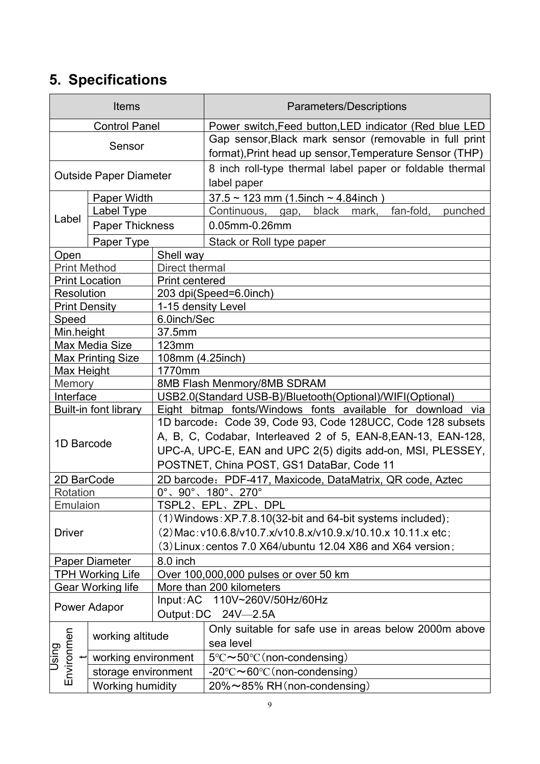## 5. Specifications

| Items | | Parameters/Descriptions |
|---|---|---|
| Control Panel | | Power switch,Feed button,LED indicator (Red blue LED |
| Sensor | | Gap sensor,Black mark sensor (removable in full print format),Print head up sensor,Temperature Sensor (THP) |
| Outside Paper Diameter | | 8 inch roll-type thermal label paper or foldable thermal label paper |
| Label | Paper Width | 37.5 ~ 123 mm (1.5inch ~ 4.84inch ) |
| | Label Type | Continuous, gap, black mark, fan-fold, punched |
| | Paper Thickness | 0.05mm-0.26mm |
| | Paper Type | Stack or Roll type paper |
| Open | | Shell way |
| Print Method | | Direct thermal |
| Print Location | | Print centered |
| Resolution | | 203 dpi(Speed=6.0inch) |
| Print Density | | 1-15 density Level |
| Speed | | 6.0inch/Sec |
| Min.height | | 37.5mm |
| Max Media Size | | 123mm |
| Max Printing Size | | 108mm (4.25inch) |
| Max Height | | 1770mm |
| Memory | | 8MB Flash Menmory/8MB SDRAM |
| Interface | | USB2.0(Standard USB-B)/Bluetooth(Optional)/WIFI(Optional) |
| Built-in font library | | Eight bitmap fonts/Windows fonts available for download via |
| 1D Barcode | | 1D barcode：Code 39, Code 93, Code 128UCC, Code 128 subsets A, B, C, Codabar, Interleaved 2 of 5, EAN-8,EAN-13, EAN-128, UPC-A, UPC-E, EAN and UPC 2(5) digits add-on, MSI, PLESSEY, POSTNET, China POST, GS1 DataBar, Code 11 |
| 2D BarCode | | 2D barcode：PDF-417, Maxicode, DataMatrix, QR code, Aztec |
| Rotation | | 0°、90°、180°、270° |
| Emulaion | | TSPL2、EPL、ZPL、DPL |
| Driver | | （1）Windows：XP.7.8.10(32-bit and 64-bit systems included)；<br>（2）Mac：v10.6.8/v10.7.x/v10.8.x/v10.9.x/10.10.x 10.11.x etc；<br>（3）Linux：centos 7.0 X64/ubuntu 12.04 X86 and X64 version； |
| Paper Diameter | | 8.0 inch |
| TPH Working Life | | Over 100,000,000 pulses or over 50 km |
| Gear Working life | | More than 200 kilometers |
| Power Adapor | | Input：AC 110V~260V/50Hz/60Hz<br>Output：DC 24V—2.5A |
| Using Environment | working altitude | Only suitable for safe use in areas below 2000m above sea level |
| | working environment | 5℃～50℃（non-condensing） |
| | storage environment | -20℃～60℃（non-condensing） |
| | Working humidity | 20%～85% RH（non-condensing） |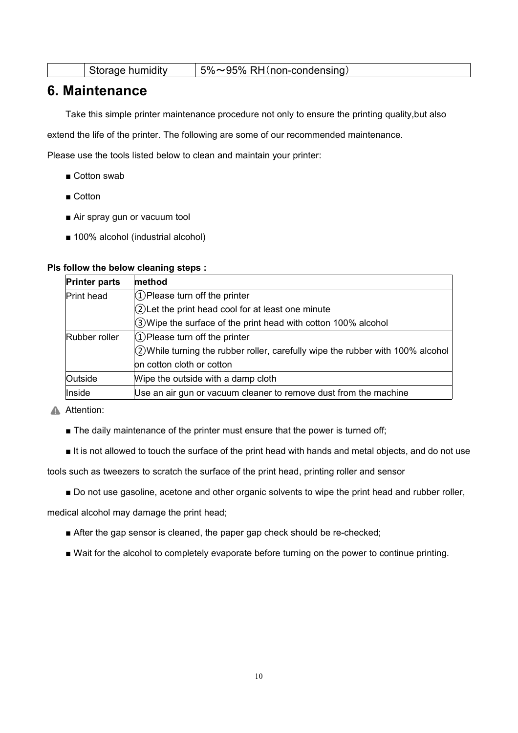|  | Storage humidity | 5%～95% RH（non-condensing） |
|---|---|---|

## 6. Maintenance

Take this simple printer maintenance procedure not only to ensure the printing quality,but also extend the life of the printer. The following are some of our recommended maintenance.

Please use the tools listed below to clean and maintain your printer:

- ■ Cotton swab
- ■ Cotton
- ■ Air spray gun or vacuum tool
- ■ 100% alcohol (industrial alcohol)

**Pls follow the below cleaning steps :**

| **Printer parts** | **method** |
|---|---|
| Print head | ①Please turn off the printer<br>②Let the print head cool for at least one minute<br>③Wipe the surface of the print head with cotton 100% alcohol |
| Rubber roller | ①Please turn off the printer<br>②While turning the rubber roller, carefully wipe the rubber with 100% alcohol on cotton cloth or cotton |
| Outside | Wipe the outside with a damp cloth |
| Inside | Use an air gun or vacuum cleaner to remove dust from the machine |

⚠ Attention:

- ■ The daily maintenance of the printer must ensure that the power is turned off;
- ■ It is not allowed to touch the surface of the print head with hands and metal objects, and do not use tools such as tweezers to scratch the surface of the print head, printing roller and sensor
- ■ Do not use gasoline, acetone and other organic solvents to wipe the print head and rubber roller, medical alcohol may damage the print head;
- ■ After the gap sensor is cleaned, the paper gap check should be re-checked;
- ■ Wait for the alcohol to completely evaporate before turning on the power to continue printing.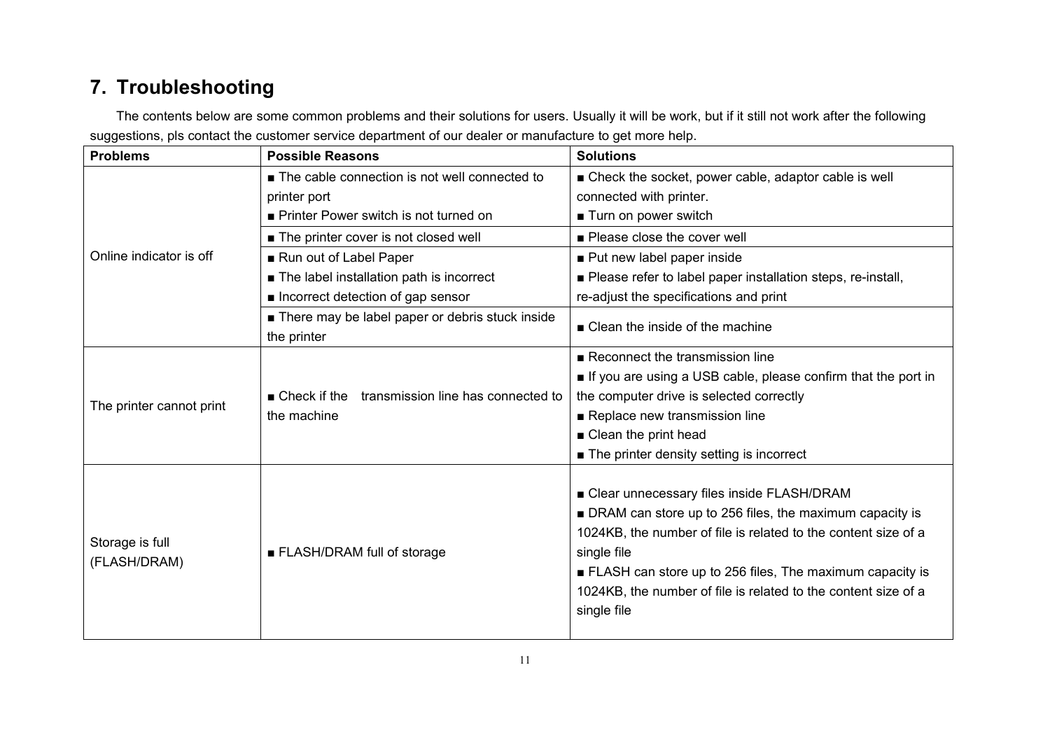# 7. Troubleshooting

The contents below are some common problems and their solutions for users. Usually it will be work, but if it still not work after the following suggestions, pls contact the customer service department of our dealer or manufacture to get more help.

| Problems | Possible Reasons | Solutions |
|---|---|---|
| Online indicator is off | ■ The cable connection is not well connected to printer port<br>■ Printer Power switch is not turned on | ■ Check the socket, power cable, adaptor cable is well connected with printer.<br>■ Turn on power switch |
| | ■ The printer cover is not closed well | ■ Please close the cover well |
| | ■ Run out of Label Paper<br>■ The label installation path is incorrect<br>■ Incorrect detection of gap sensor | ■ Put new label paper inside<br>■ Please refer to label paper installation steps, re-install, re-adjust the specifications and print |
| | ■ There may be label paper or debris stuck inside the printer | ■ Clean the inside of the machine |
| The printer cannot print | ■ Check if the transmission line has connected to the machine | ■ Reconnect the transmission line<br>■ If you are using a USB cable, please confirm that the port in the computer drive is selected correctly<br>■ Replace new transmission line<br>■ Clean the print head<br>■ The printer density setting is incorrect |
| Storage is full (FLASH/DRAM) | ■ FLASH/DRAM full of storage | ■ Clear unnecessary files inside FLASH/DRAM<br>■ DRAM can store up to 256 files, the maximum capacity is 1024KB, the number of file is related to the content size of a single file<br>■ FLASH can store up to 256 files, The maximum capacity is 1024KB, the number of file is related to the content size of a single file |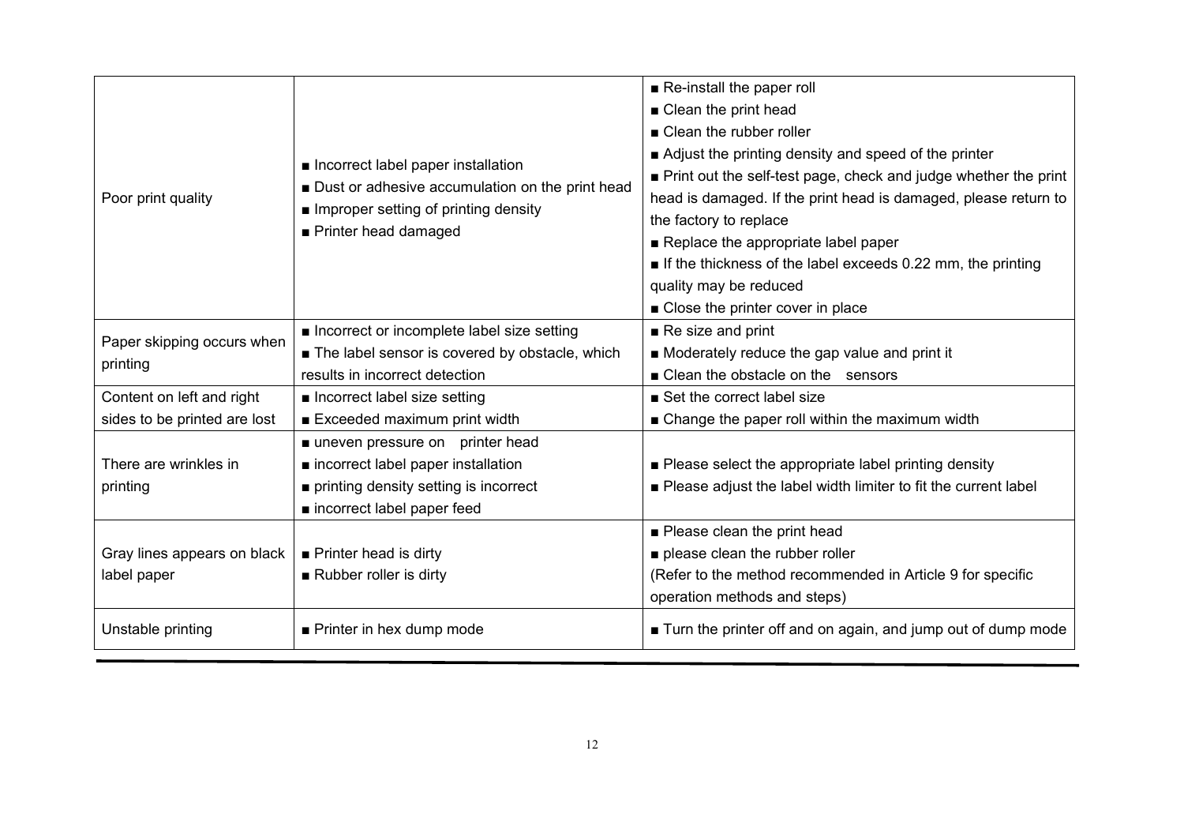| | | |
|---|---|---|
| Poor print quality | ■ Incorrect label paper installation<br>■ Dust or adhesive accumulation on the print head<br>■ Improper setting of printing density<br>■ Printer head damaged | ■ Re-install the paper roll<br>■ Clean the print head<br>■ Clean the rubber roller<br>■ Adjust the printing density and speed of the printer<br>■ Print out the self-test page, check and judge whether the print head is damaged. If the print head is damaged, please return to the factory to replace<br>■ Replace the appropriate label paper<br>■ If the thickness of the label exceeds 0.22 mm, the printing quality may be reduced<br>■ Close the printer cover in place |
| Paper skipping occurs when printing | ■ Incorrect or incomplete label size setting<br>■ The label sensor is covered by obstacle, which results in incorrect detection | ■ Re size and print<br>■ Moderately reduce the gap value and print it<br>■ Clean the obstacle on the sensors |
| Content on left and right sides to be printed are lost | ■ Incorrect label size setting<br>■ Exceeded maximum print width | ■ Set the correct label size<br>■ Change the paper roll within the maximum width |
| There are wrinkles in printing | ■ uneven pressure on printer head<br>■ incorrect label paper installation<br>■ printing density setting is incorrect<br>■ incorrect label paper feed | ■ Please select the appropriate label printing density<br>■ Please adjust the label width limiter to fit the current label |
| Gray lines appears on black label paper | ■ Printer head is dirty<br>■ Rubber roller is dirty | ■ Please clean the print head<br>■ please clean the rubber roller<br>(Refer to the method recommended in Article 9 for specific operation methods and steps) |
| Unstable printing | ■ Printer in hex dump mode | ■ Turn the printer off and on again, and jump out of dump mode |